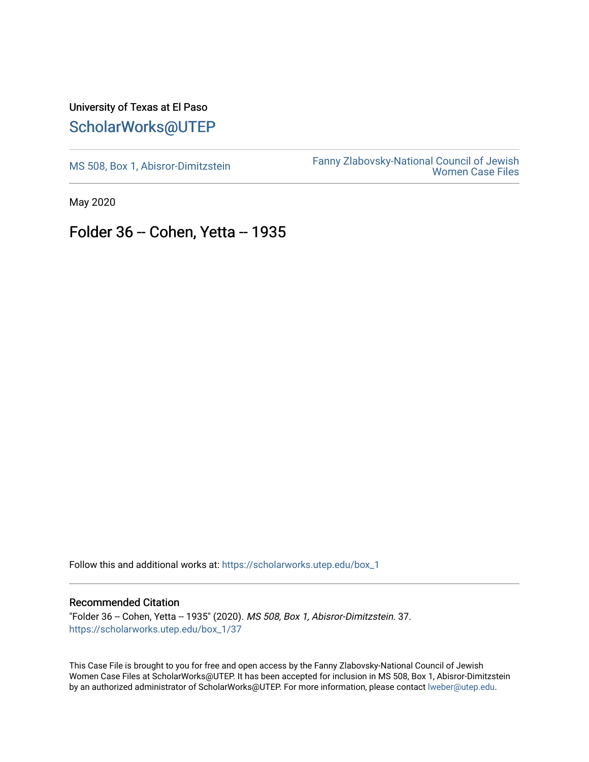University of Texas at El Paso

## ScholarWorks@UTEP

MS 508, Box 1, Abisror-Dimitzstein

Fanny Zlabovsky-National Council of Jewish Women Case Files

May 2020

# Folder 36 -- Cohen, Yetta -- 1935

Follow this and additional works at: https://scholarworks.utep.edu/box_1

### Recommended Citation

"Folder 36 -- Cohen, Yetta -- 1935" (2020). *MS 508, Box 1, Abisror-Dimitzstein*. 37.
https://scholarworks.utep.edu/box_1/37

This Case File is brought to you for free and open access by the Fanny Zlabovsky-National Council of Jewish Women Case Files at ScholarWorks@UTEP. It has been accepted for inclusion in MS 508, Box 1, Abisror-Dimitzstein by an authorized administrator of ScholarWorks@UTEP. For more information, please contact lweber@utep.edu.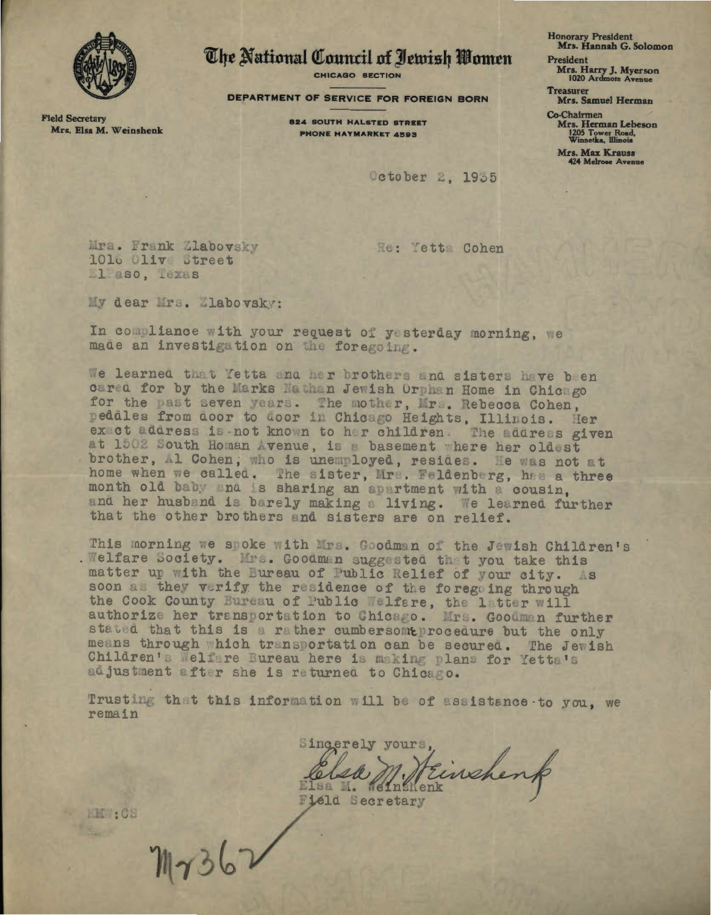**The National Council of Jewish Women**
CHICAGO SECTION

DEPARTMENT OF SERVICE FOR FOREIGN BORN

824 SOUTH HALSTED STREET
PHONE HAYMARKET 4593

Field Secretary
Mrs. Elsa M. Weinshenk

Honorary President
Mrs. Hannah G. Solomon

President
Mrs. Harry J. Myerson
1020 Ardmore Avenue

Treasurer
Mrs. Samuel Herman

Co-Chairmen
Mrs. Herman Lebeson
1205 Tower Road,
Winnetka, Illinois

Mrs. Max Krauss
424 Melrose Avenue

October 2, 1935

Mrs. Frank Zlabovsky
1016 Olive Street
El Paso, Texas

Re: Yetta Cohen

My dear Mrs. Zlabovsky:

In compliance with your request of yesterday morning, we made an investigation on the foregoing.

We learned that Yetta and her brothers and sisters have been cared for by the Marks Nathan Jewish Orphan Home in Chicago for the past seven years. The mother, Mrs. Rebecca Cohen, peddles from door to door in Chicago Heights, Illinois. Her exact address is not known to her children. The address given at 1502 South Homan Avenue, is a basement where her oldest brother, Al Cohen, who is unemployed, resides. He was not at home when we called. The sister, Mrs. Feldenberg, has a three month old baby and is sharing an apartment with a cousin, and her husband is barely making a living. We learned further that the other brothers and sisters are on relief.

This morning we spoke with Mrs. Goodman of the Jewish Children's Welfare Society. Mrs. Goodman suggested that you take this matter up with the Bureau of Public Relief of your city. As soon as they verify the residence of the foregoing through the Cook County Bureau of Public Welfare, the latter will authorize her transportation to Chicago. Mrs. Goodman further stated that this is a rather cumbersome procedure but the only means through which transportation can be secured. The Jewish Children's Welfare Bureau here is making plans for Yetta's adjustment after she is returned to Chicago.

Trusting that this information will be of assistance to you, we remain

Sincerely yours,

Elsa M. Weinshenk
Elsa M. Weinshenk
Field Secretary

EMW:CS

M736